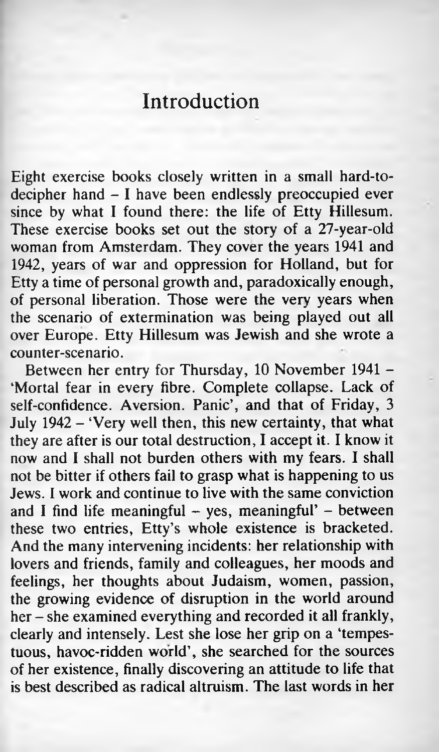# Introduction

Eight exercise books closely written in a small hard-to-decipher hand – I have been endlessly preoccupied ever since by what I found there: the life of Etty Hillesum. These exercise books set out the story of a 27-year-old woman from Amsterdam. They cover the years 1941 and 1942, years of war and oppression for Holland, but for Etty a time of personal growth and, paradoxically enough, of personal liberation. Those were the very years when the scenario of extermination was being played out all over Europe. Etty Hillesum was Jewish and she wrote a counter-scenario.

Between her entry for Thursday, 10 November 1941 – 'Mortal fear in every fibre. Complete collapse. Lack of self-confidence. Aversion. Panic', and that of Friday, 3 July 1942 – 'Very well then, this new certainty, that what they are after is our total destruction, I accept it. I know it now and I shall not burden others with my fears. I shall not be bitter if others fail to grasp what is happening to us Jews. I work and continue to live with the same conviction and I find life meaningful – yes, meaningful' – between these two entries, Etty's whole existence is bracketed. And the many intervening incidents: her relationship with lovers and friends, family and colleagues, her moods and feelings, her thoughts about Judaism, women, passion, the growing evidence of disruption in the world around her – she examined everything and recorded it all frankly, clearly and intensely. Lest she lose her grip on a 'tempestuous, havoc-ridden world', she searched for the sources of her existence, finally discovering an attitude to life that is best described as radical altruism. The last words in her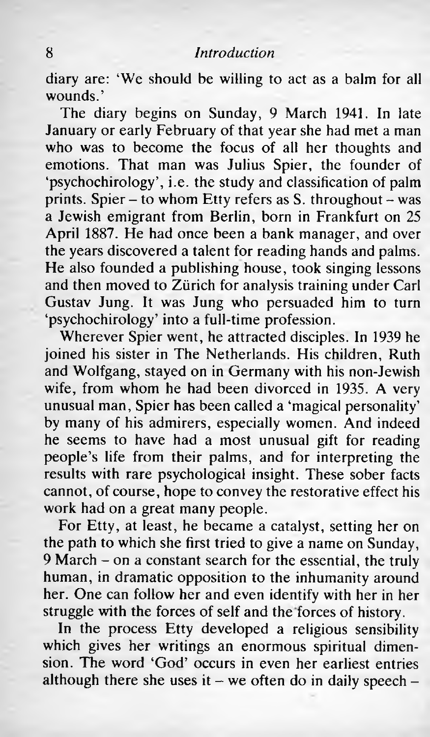diary are: 'We should be willing to act as a balm for all wounds.'

The diary begins on Sunday, 9 March 1941. In late January or early February of that year she had met a man who was to become the focus of all her thoughts and emotions. That man was Julius Spier, the founder of 'psychochirology', i.e. the study and classification of palm prints. Spier – to whom Etty refers as S. throughout – was a Jewish emigrant from Berlin, born in Frankfurt on 25 April 1887. He had once been a bank manager, and over the years discovered a talent for reading hands and palms. He also founded a publishing house, took singing lessons and then moved to Zürich for analysis training under Carl Gustav Jung. It was Jung who persuaded him to turn 'psychochirology' into a full-time profession.

Wherever Spier went, he attracted disciples. In 1939 he joined his sister in The Netherlands. His children, Ruth and Wolfgang, stayed on in Germany with his non-Jewish wife, from whom he had been divorced in 1935. A very unusual man, Spier has been called a 'magical personality' by many of his admirers, especially women. And indeed he seems to have had a most unusual gift for reading people's life from their palms, and for interpreting the results with rare psychological insight. These sober facts cannot, of course, hope to convey the restorative effect his work had on a great many people.

For Etty, at least, he became a catalyst, setting her on the path to which she first tried to give a name on Sunday, 9 March – on a constant search for the essential, the truly human, in dramatic opposition to the inhumanity around her. One can follow her and even identify with her in her struggle with the forces of self and the forces of history.

In the process Etty developed a religious sensibility which gives her writings an enormous spiritual dimension. The word 'God' occurs in even her earliest entries although there she uses it – we often do in daily speech –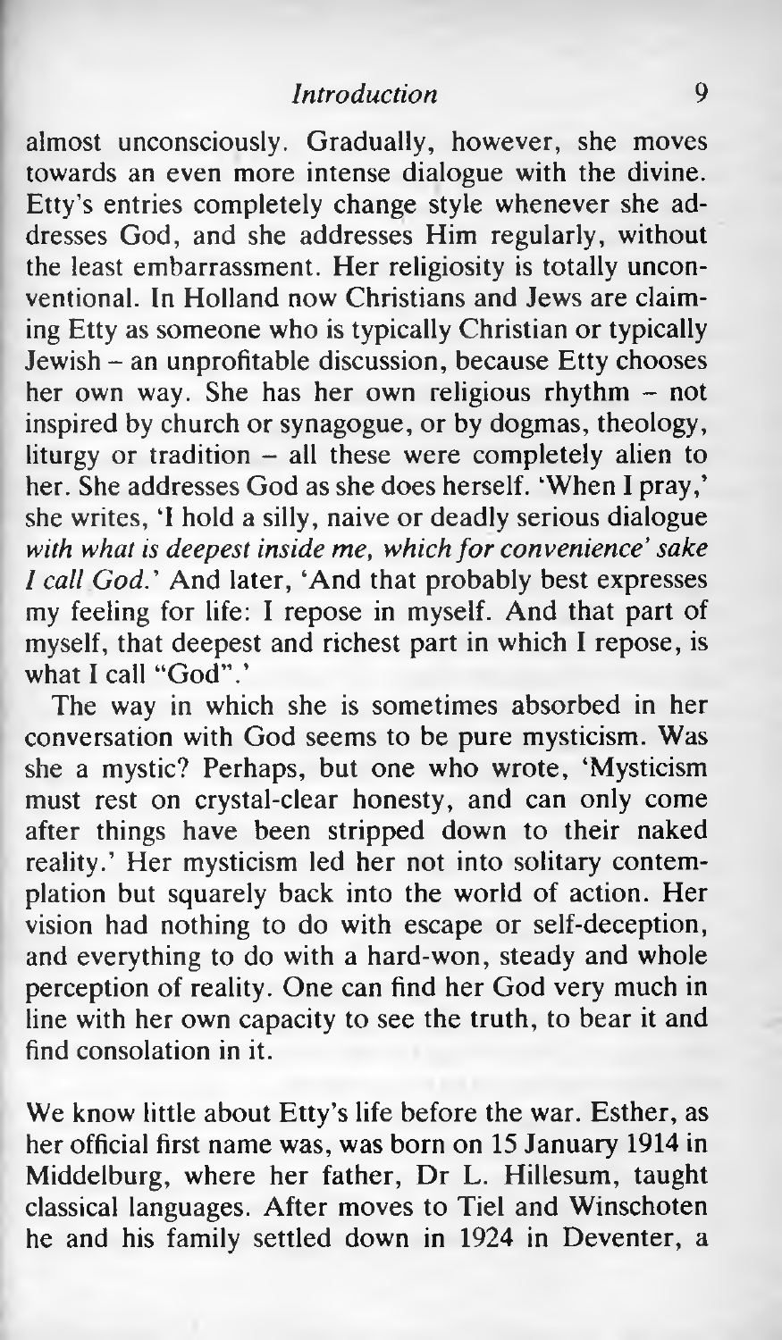almost unconsciously. Gradually, however, she moves towards an even more intense dialogue with the divine. Etty's entries completely change style whenever she addresses God, and she addresses Him regularly, without the least embarrassment. Her religiosity is totally unconventional. In Holland now Christians and Jews are claiming Etty as someone who is typically Christian or typically Jewish – an unprofitable discussion, because Etty chooses her own way. She has her own religious rhythm – not inspired by church or synagogue, or by dogmas, theology, liturgy or tradition – all these were completely alien to her. She addresses God as she does herself. 'When I pray,' she writes, 'I hold a silly, naive or deadly serious dialogue *with what is deepest inside me, which for convenience' sake I call God.*' And later, 'And that probably best expresses my feeling for life: I repose in myself. And that part of myself, that deepest and richest part in which I repose, is what I call "God".'

The way in which she is sometimes absorbed in her conversation with God seems to be pure mysticism. Was she a mystic? Perhaps, but one who wrote, 'Mysticism must rest on crystal-clear honesty, and can only come after things have been stripped down to their naked reality.' Her mysticism led her not into solitary contemplation but squarely back into the world of action. Her vision had nothing to do with escape or self-deception, and everything to do with a hard-won, steady and whole perception of reality. One can find her God very much in line with her own capacity to see the truth, to bear it and find consolation in it.

We know little about Etty's life before the war. Esther, as her official first name was, was born on 15 January 1914 in Middelburg, where her father, Dr L. Hillesum, taught classical languages. After moves to Tiel and Winschoten he and his family settled down in 1924 in Deventer, a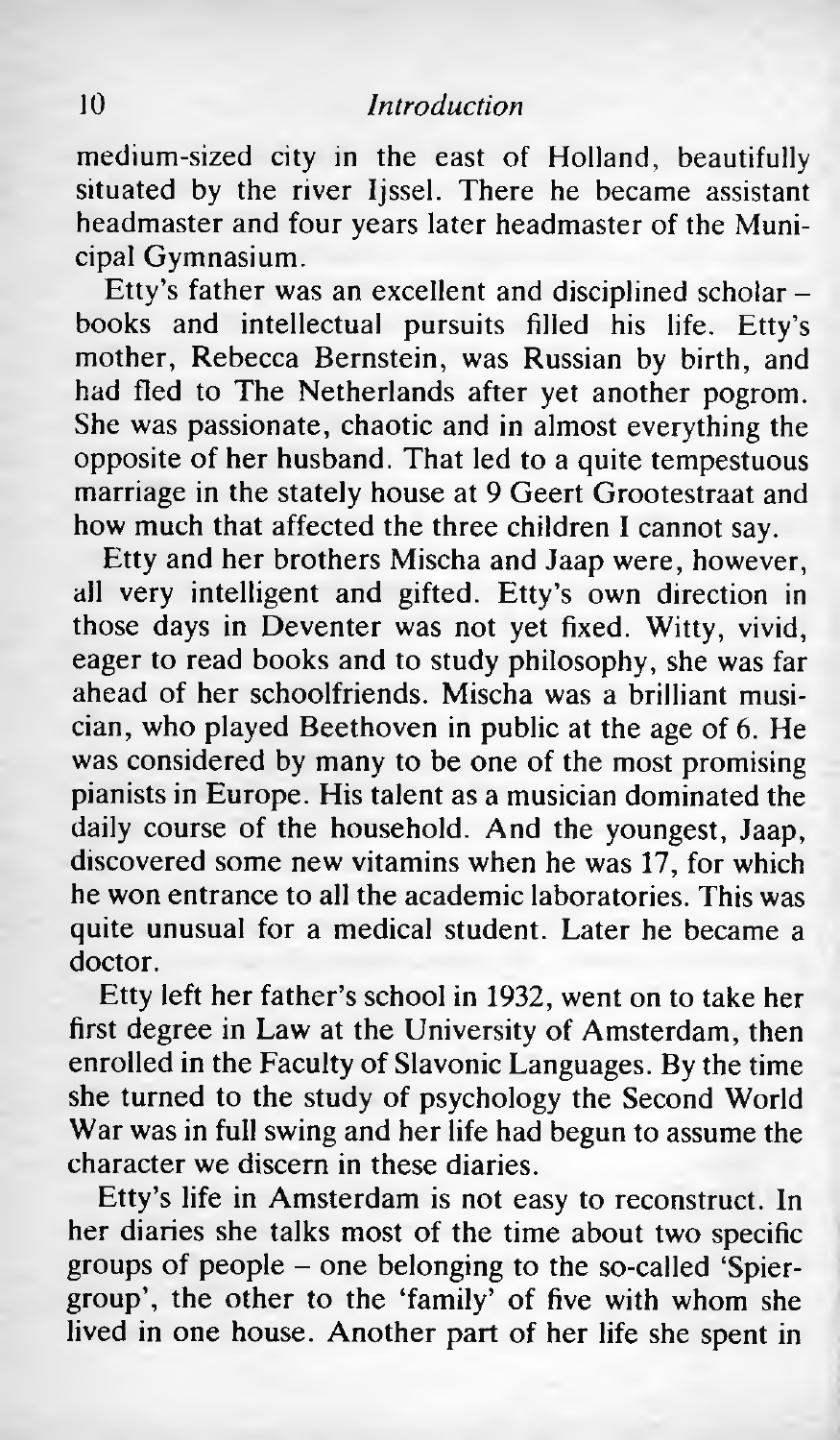medium-sized city in the east of Holland, beautifully situated by the river Ijssel. There he became assistant headmaster and four years later headmaster of the Municipal Gymnasium.

Etty's father was an excellent and disciplined scholar – books and intellectual pursuits filled his life. Etty's mother, Rebecca Bernstein, was Russian by birth, and had fled to The Netherlands after yet another pogrom. She was passionate, chaotic and in almost everything the opposite of her husband. That led to a quite tempestuous marriage in the stately house at 9 Geert Grootestraat and how much that affected the three children I cannot say.

Etty and her brothers Mischa and Jaap were, however, all very intelligent and gifted. Etty's own direction in those days in Deventer was not yet fixed. Witty, vivid, eager to read books and to study philosophy, she was far ahead of her schoolfriends. Mischa was a brilliant musician, who played Beethoven in public at the age of 6. He was considered by many to be one of the most promising pianists in Europe. His talent as a musician dominated the daily course of the household. And the youngest, Jaap, discovered some new vitamins when he was 17, for which he won entrance to all the academic laboratories. This was quite unusual for a medical student. Later he became a doctor.

Etty left her father's school in 1932, went on to take her first degree in Law at the University of Amsterdam, then enrolled in the Faculty of Slavonic Languages. By the time she turned to the study of psychology the Second World War was in full swing and her life had begun to assume the character we discern in these diaries.

Etty's life in Amsterdam is not easy to reconstruct. In her diaries she talks most of the time about two specific groups of people – one belonging to the so-called 'Spier-group', the other to the 'family' of five with whom she lived in one house. Another part of her life she spent in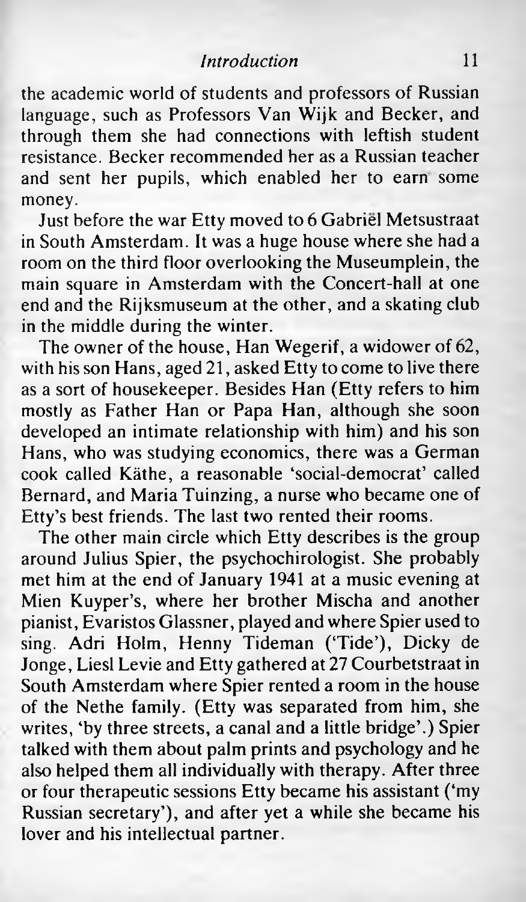the academic world of students and professors of Russian language, such as Professors Van Wijk and Becker, and through them she had connections with leftish student resistance. Becker recommended her as a Russian teacher and sent her pupils, which enabled her to earn some money.

Just before the war Etty moved to 6 Gabriël Metsustraat in South Amsterdam. It was a huge house where she had a room on the third floor overlooking the Museumplein, the main square in Amsterdam with the Concert-hall at one end and the Rijksmuseum at the other, and a skating club in the middle during the winter.

The owner of the house, Han Wegerif, a widower of 62, with his son Hans, aged 21, asked Etty to come to live there as a sort of housekeeper. Besides Han (Etty refers to him mostly as Father Han or Papa Han, although she soon developed an intimate relationship with him) and his son Hans, who was studying economics, there was a German cook called Käthe, a reasonable 'social-democrat' called Bernard, and Maria Tuinzing, a nurse who became one of Etty's best friends. The last two rented their rooms.

The other main circle which Etty describes is the group around Julius Spier, the psychochirologist. She probably met him at the end of January 1941 at a music evening at Mien Kuyper's, where her brother Mischa and another pianist, Evaristos Glassner, played and where Spier used to sing. Adri Holm, Henny Tideman ('Tide'), Dicky de Jonge, Liesl Levie and Etty gathered at 27 Courbetstraat in South Amsterdam where Spier rented a room in the house of the Nethe family. (Etty was separated from him, she writes, 'by three streets, a canal and a little bridge'.) Spier talked with them about palm prints and psychology and he also helped them all individually with therapy. After three or four therapeutic sessions Etty became his assistant ('my Russian secretary'), and after yet a while she became his lover and his intellectual partner.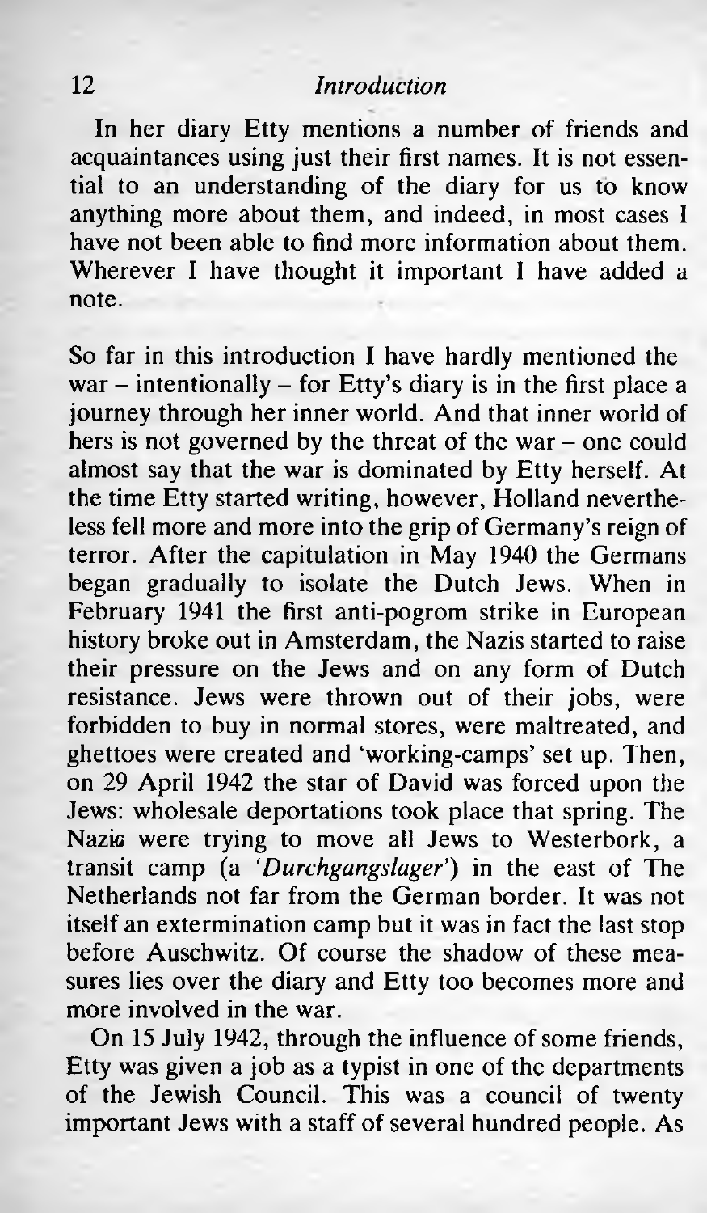In her diary Etty mentions a number of friends and acquaintances using just their first names. It is not essential to an understanding of the diary for us to know anything more about them, and indeed, in most cases I have not been able to find more information about them. Wherever I have thought it important I have added a note.

So far in this introduction I have hardly mentioned the war – intentionally – for Etty's diary is in the first place a journey through her inner world. And that inner world of hers is not governed by the threat of the war – one could almost say that the war is dominated by Etty herself. At the time Etty started writing, however, Holland nevertheless fell more and more into the grip of Germany's reign of terror. After the capitulation in May 1940 the Germans began gradually to isolate the Dutch Jews. When in February 1941 the first anti-pogrom strike in European history broke out in Amsterdam, the Nazis started to raise their pressure on the Jews and on any form of Dutch resistance. Jews were thrown out of their jobs, were forbidden to buy in normal stores, were maltreated, and ghettoes were created and 'working-camps' set up. Then, on 29 April 1942 the star of David was forced upon the Jews: wholesale deportations took place that spring. The Nazis were trying to move all Jews to Westerbork, a transit camp (a *'Durchgangslager'*) in the east of The Netherlands not far from the German border. It was not itself an extermination camp but it was in fact the last stop before Auschwitz. Of course the shadow of these measures lies over the diary and Etty too becomes more and more involved in the war.

On 15 July 1942, through the influence of some friends, Etty was given a job as a typist in one of the departments of the Jewish Council. This was a council of twenty important Jews with a staff of several hundred people. As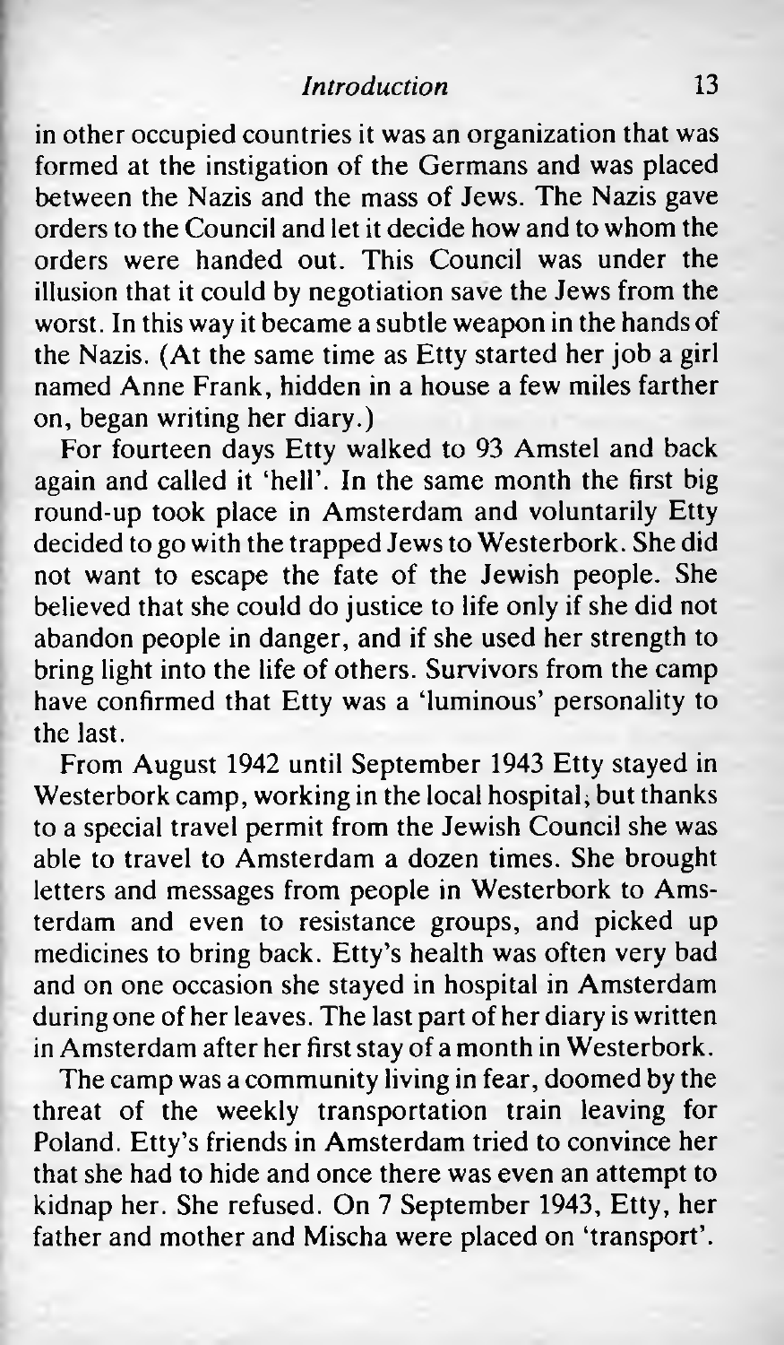in other occupied countries it was an organization that was formed at the instigation of the Germans and was placed between the Nazis and the mass of Jews. The Nazis gave orders to the Council and let it decide how and to whom the orders were handed out. This Council was under the illusion that it could by negotiation save the Jews from the worst. In this way it became a subtle weapon in the hands of the Nazis. (At the same time as Etty started her job a girl named Anne Frank, hidden in a house a few miles farther on, began writing her diary.)

For fourteen days Etty walked to 93 Amstel and back again and called it 'hell'. In the same month the first big round-up took place in Amsterdam and voluntarily Etty decided to go with the trapped Jews to Westerbork. She did not want to escape the fate of the Jewish people. She believed that she could do justice to life only if she did not abandon people in danger, and if she used her strength to bring light into the life of others. Survivors from the camp have confirmed that Etty was a 'luminous' personality to the last.

From August 1942 until September 1943 Etty stayed in Westerbork camp, working in the local hospital, but thanks to a special travel permit from the Jewish Council she was able to travel to Amsterdam a dozen times. She brought letters and messages from people in Westerbork to Amsterdam and even to resistance groups, and picked up medicines to bring back. Etty's health was often very bad and on one occasion she stayed in hospital in Amsterdam during one of her leaves. The last part of her diary is written in Amsterdam after her first stay of a month in Westerbork.

The camp was a community living in fear, doomed by the threat of the weekly transportation train leaving for Poland. Etty's friends in Amsterdam tried to convince her that she had to hide and once there was even an attempt to kidnap her. She refused. On 7 September 1943, Etty, her father and mother and Mischa were placed on 'transport'.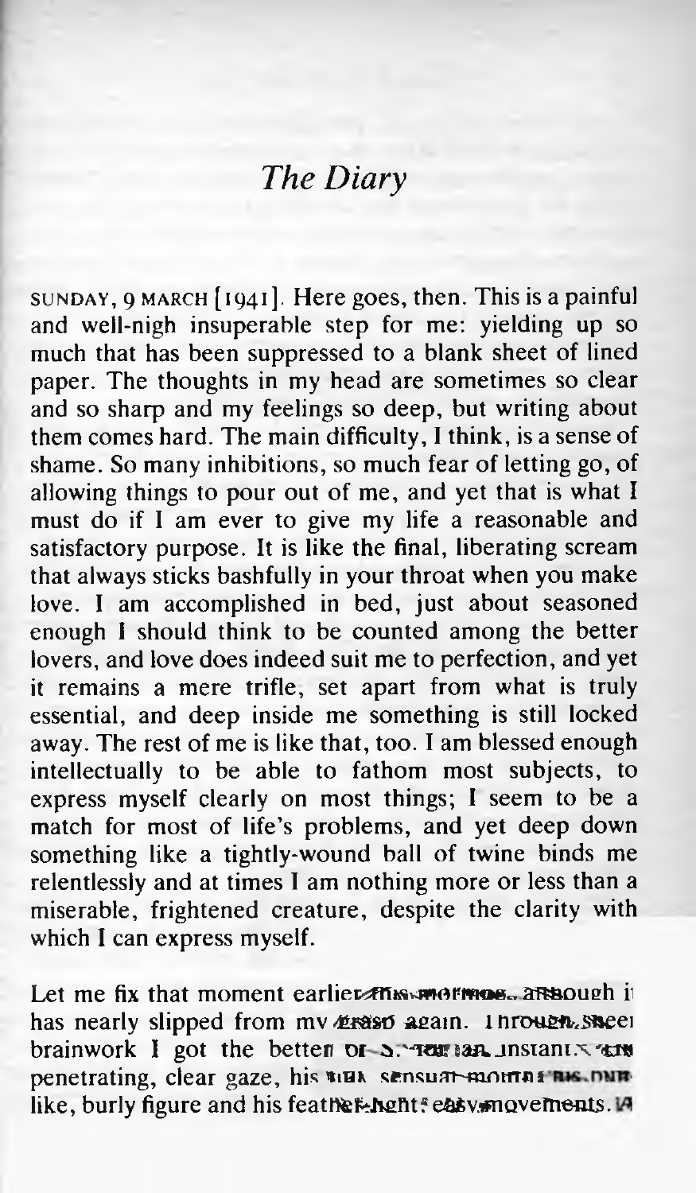## *The Diary*

SUNDAY, 9 MARCH [1941]. Here goes, then. This is a painful and well-nigh insuperable step for me: yielding up so much that has been suppressed to a blank sheet of lined paper. The thoughts in my head are sometimes so clear and so sharp and my feelings so deep, but writing about them comes hard. The main difficulty, I think, is a sense of shame. So many inhibitions, so much fear of letting go, of allowing things to pour out of me, and yet that is what I must do if I am ever to give my life a reasonable and satisfactory purpose. It is like the final, liberating scream that always sticks bashfully in your throat when you make love. I am accomplished in bed, just about seasoned enough I should think to be counted among the better lovers, and love does indeed suit me to perfection, and yet it remains a mere trifle, set apart from what is truly essential, and deep inside me something is still locked away. The rest of me is like that, too. I am blessed enough intellectually to be able to fathom most subjects, to express myself clearly on most things; I seem to be a match for most of life's problems, and yet deep down something like a tightly-wound ball of twine binds me relentlessly and at times I am nothing more or less than a miserable, frightened creature, despite the clarity with which I can express myself.

Let me fix that moment earlier this morning, although it has nearly slipped from my grasp again. Through sheer brainwork I got the better of S. for an instant. His penetrating, clear gaze, his full sensual mouth, his bear-like, burly figure and his feather-light easy movements. A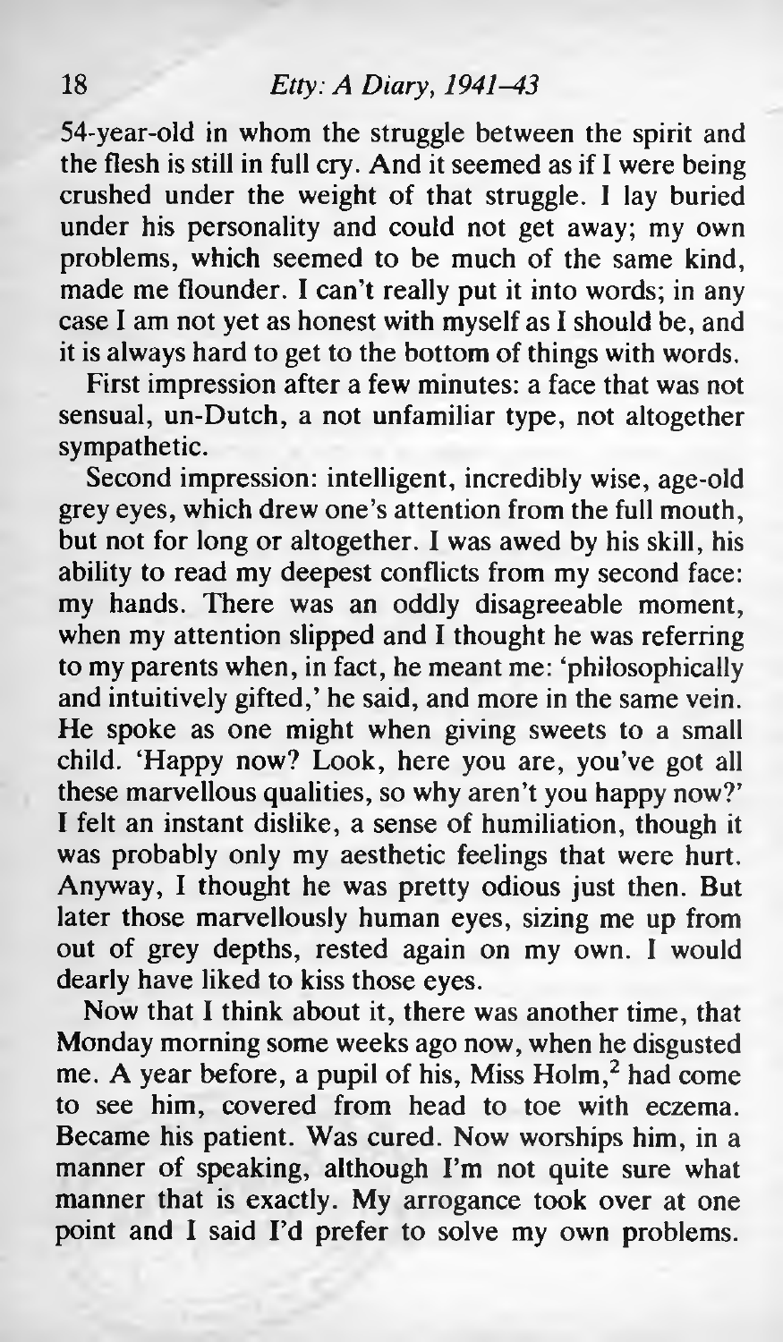54-year-old in whom the struggle between the spirit and the flesh is still in full cry. And it seemed as if I were being crushed under the weight of that struggle. I lay buried under his personality and could not get away; my own problems, which seemed to be much of the same kind, made me flounder. I can't really put it into words; in any case I am not yet as honest with myself as I should be, and it is always hard to get to the bottom of things with words.

First impression after a few minutes: a face that was not sensual, un-Dutch, a not unfamiliar type, not altogether sympathetic.

Second impression: intelligent, incredibly wise, age-old grey eyes, which drew one's attention from the full mouth, but not for long or altogether. I was awed by his skill, his ability to read my deepest conflicts from my second face: my hands. There was an oddly disagreeable moment, when my attention slipped and I thought he was referring to my parents when, in fact, he meant me: 'philosophically and intuitively gifted,' he said, and more in the same vein. He spoke as one might when giving sweets to a small child. 'Happy now? Look, here you are, you've got all these marvellous qualities, so why aren't you happy now?' I felt an instant dislike, a sense of humiliation, though it was probably only my aesthetic feelings that were hurt. Anyway, I thought he was pretty odious just then. But later those marvellously human eyes, sizing me up from out of grey depths, rested again on my own. I would dearly have liked to kiss those eyes.

Now that I think about it, there was another time, that Monday morning some weeks ago now, when he disgusted me. A year before, a pupil of his, Miss Holm,[2] had come to see him, covered from head to toe with eczema. Became his patient. Was cured. Now worships him, in a manner of speaking, although I'm not quite sure what manner that is exactly. My arrogance took over at one point and I said I'd prefer to solve my own problems.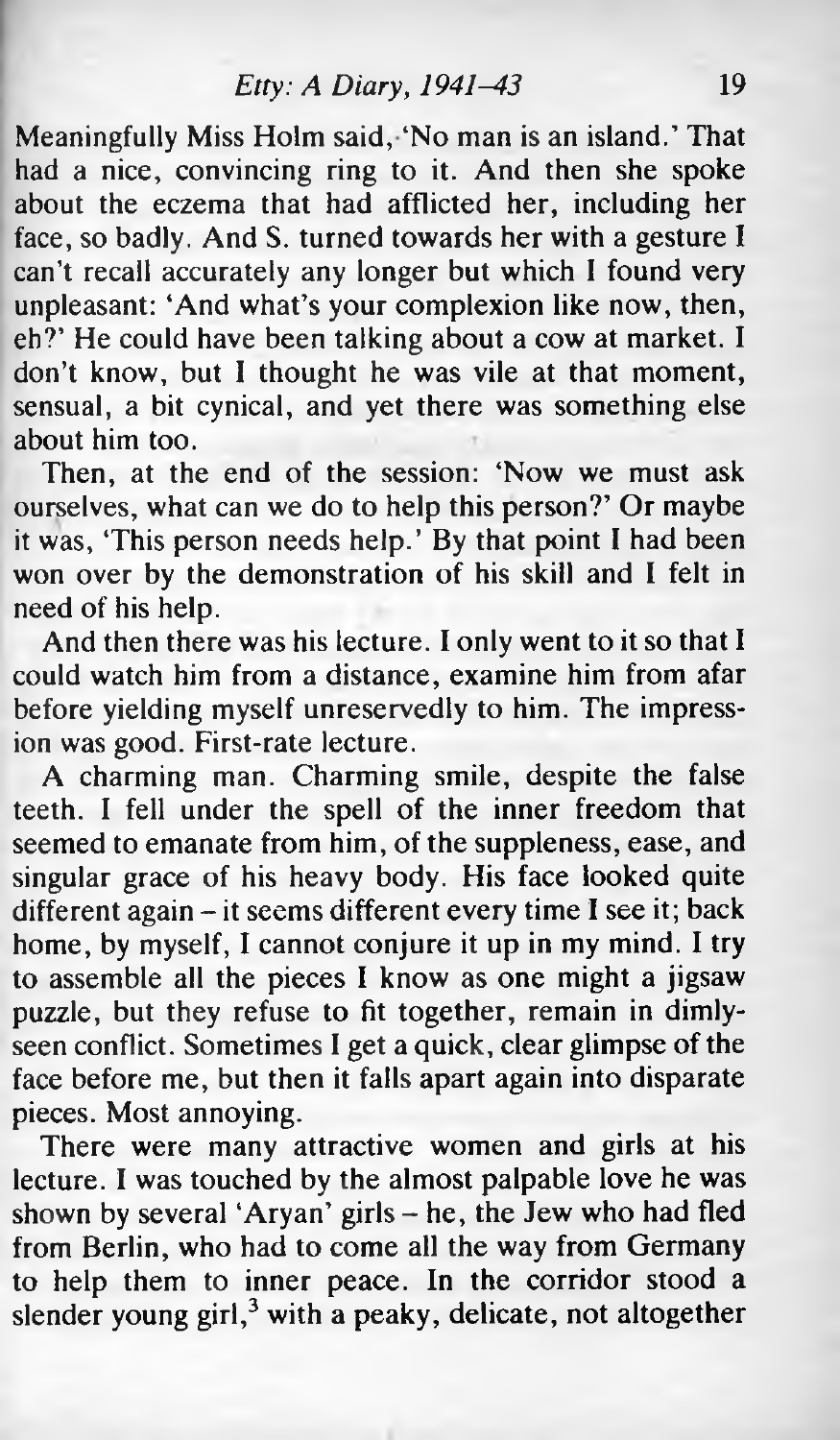Meaningfully Miss Holm said, 'No man is an island.' That had a nice, convincing ring to it. And then she spoke about the eczema that had afflicted her, including her face, so badly. And S. turned towards her with a gesture I can't recall accurately any longer but which I found very unpleasant: 'And what's your complexion like now, then, eh?' He could have been talking about a cow at market. I don't know, but I thought he was vile at that moment, sensual, a bit cynical, and yet there was something else about him too.

Then, at the end of the session: 'Now we must ask ourselves, what can we do to help this person?' Or maybe it was, 'This person needs help.' By that point I had been won over by the demonstration of his skill and I felt in need of his help.

And then there was his lecture. I only went to it so that I could watch him from a distance, examine him from afar before yielding myself unreservedly to him. The impression was good. First-rate lecture.

A charming man. Charming smile, despite the false teeth. I fell under the spell of the inner freedom that seemed to emanate from him, of the suppleness, ease, and singular grace of his heavy body. His face looked quite different again – it seems different every time I see it; back home, by myself, I cannot conjure it up in my mind. I try to assemble all the pieces I know as one might a jigsaw puzzle, but they refuse to fit together, remain in dimly-seen conflict. Sometimes I get a quick, clear glimpse of the face before me, but then it falls apart again into disparate pieces. Most annoying.

There were many attractive women and girls at his lecture. I was touched by the almost palpable love he was shown by several 'Aryan' girls – he, the Jew who had fled from Berlin, who had to come all the way from Germany to help them to inner peace. In the corridor stood a slender young girl,[3] with a peaky, delicate, not altogether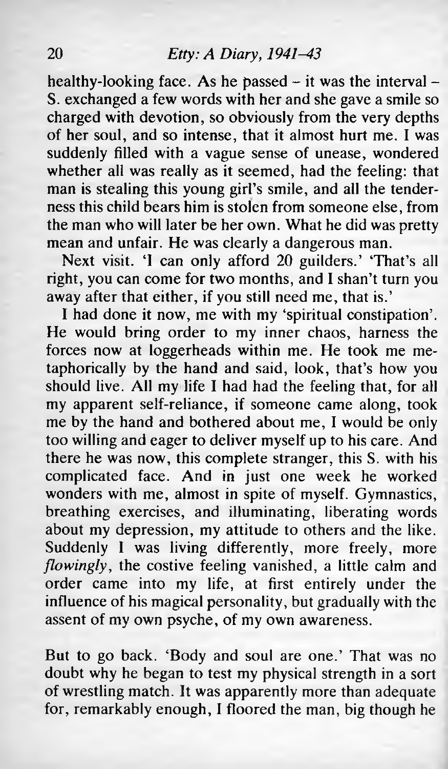healthy-looking face. As he passed – it was the interval – S. exchanged a few words with her and she gave a smile so charged with devotion, so obviously from the very depths of her soul, and so intense, that it almost hurt me. I was suddenly filled with a vague sense of unease, wondered whether all was really as it seemed, had the feeling: that man is stealing this young girl's smile, and all the tenderness this child bears him is stolen from someone else, from the man who will later be her own. What he did was pretty mean and unfair. He was clearly a dangerous man.

Next visit. 'I can only afford 20 guilders.' 'That's all right, you can come for two months, and I shan't turn you away after that either, if you still need me, that is.'

I had done it now, me with my 'spiritual constipation'. He would bring order to my inner chaos, harness the forces now at loggerheads within me. He took me metaphorically by the hand and said, look, that's how you should live. All my life I had had the feeling that, for all my apparent self-reliance, if someone came along, took me by the hand and bothered about me, I would be only too willing and eager to deliver myself up to his care. And there he was now, this complete stranger, this S. with his complicated face. And in just one week he worked wonders with me, almost in spite of myself. Gymnastics, breathing exercises, and illuminating, liberating words about my depression, my attitude to others and the like. Suddenly I was living differently, more freely, more *flowingly*, the costive feeling vanished, a little calm and order came into my life, at first entirely under the influence of his magical personality, but gradually with the assent of my own psyche, of my own awareness.

But to go back. 'Body and soul are one.' That was no doubt why he began to test my physical strength in a sort of wrestling match. It was apparently more than adequate for, remarkably enough, I floored the man, big though he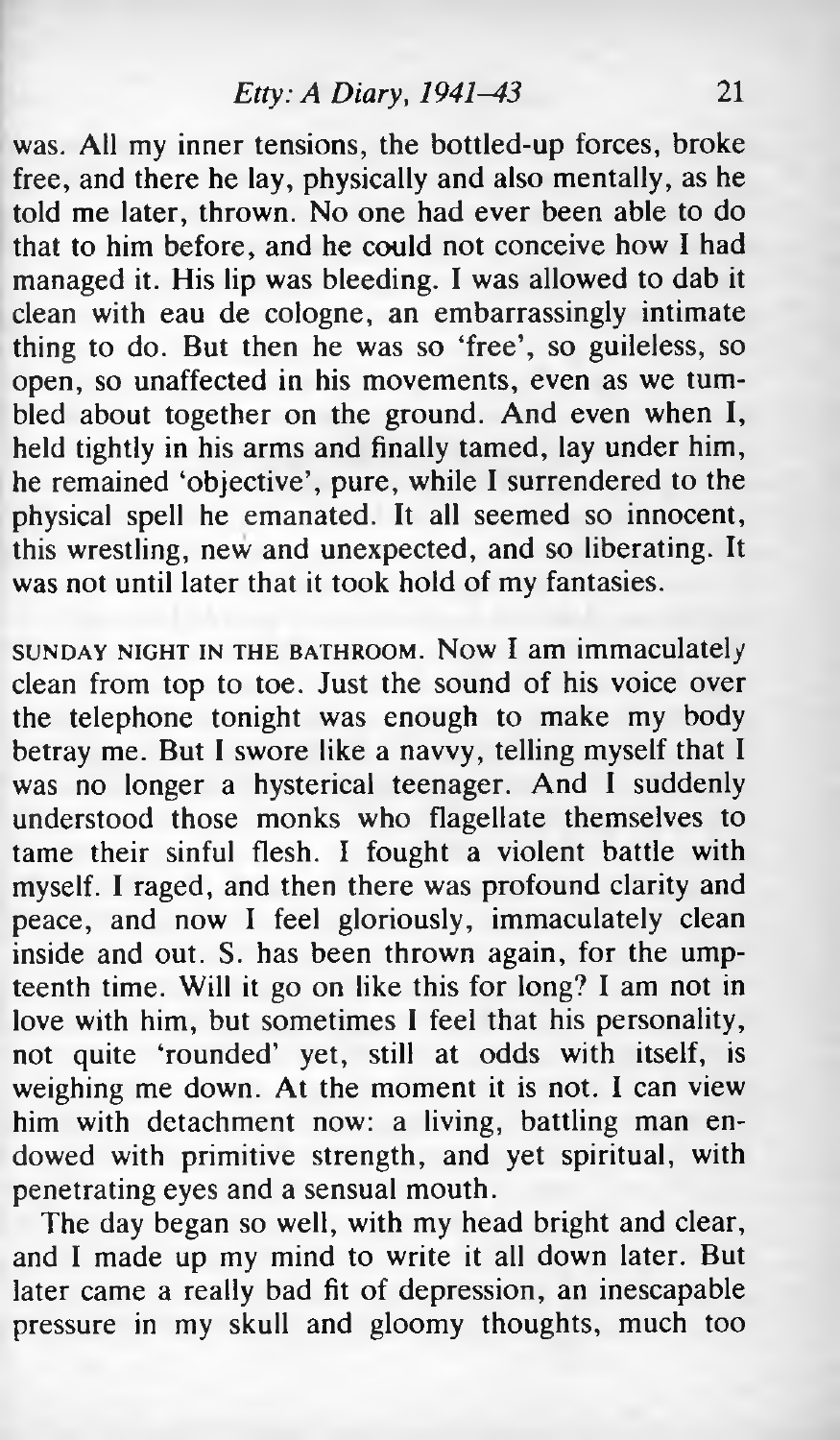was. All my inner tensions, the bottled-up forces, broke free, and there he lay, physically and also mentally, as he told me later, thrown. No one had ever been able to do that to him before, and he could not conceive how I had managed it. His lip was bleeding. I was allowed to dab it clean with eau de cologne, an embarrassingly intimate thing to do. But then he was so 'free', so guileless, so open, so unaffected in his movements, even as we tumbled about together on the ground. And even when I, held tightly in his arms and finally tamed, lay under him, he remained 'objective', pure, while I surrendered to the physical spell he emanated. It all seemed so innocent, this wrestling, new and unexpected, and so liberating. It was not until later that it took hold of my fantasies.

SUNDAY NIGHT IN THE BATHROOM. Now I am immaculately clean from top to toe. Just the sound of his voice over the telephone tonight was enough to make my body betray me. But I swore like a navvy, telling myself that I was no longer a hysterical teenager. And I suddenly understood those monks who flagellate themselves to tame their sinful flesh. I fought a violent battle with myself. I raged, and then there was profound clarity and peace, and now I feel gloriously, immaculately clean inside and out. S. has been thrown again, for the umpteenth time. Will it go on like this for long? I am not in love with him, but sometimes I feel that his personality, not quite 'rounded' yet, still at odds with itself, is weighing me down. At the moment it is not. I can view him with detachment now: a living, battling man endowed with primitive strength, and yet spiritual, with penetrating eyes and a sensual mouth.

The day began so well, with my head bright and clear, and I made up my mind to write it all down later. But later came a really bad fit of depression, an inescapable pressure in my skull and gloomy thoughts, much too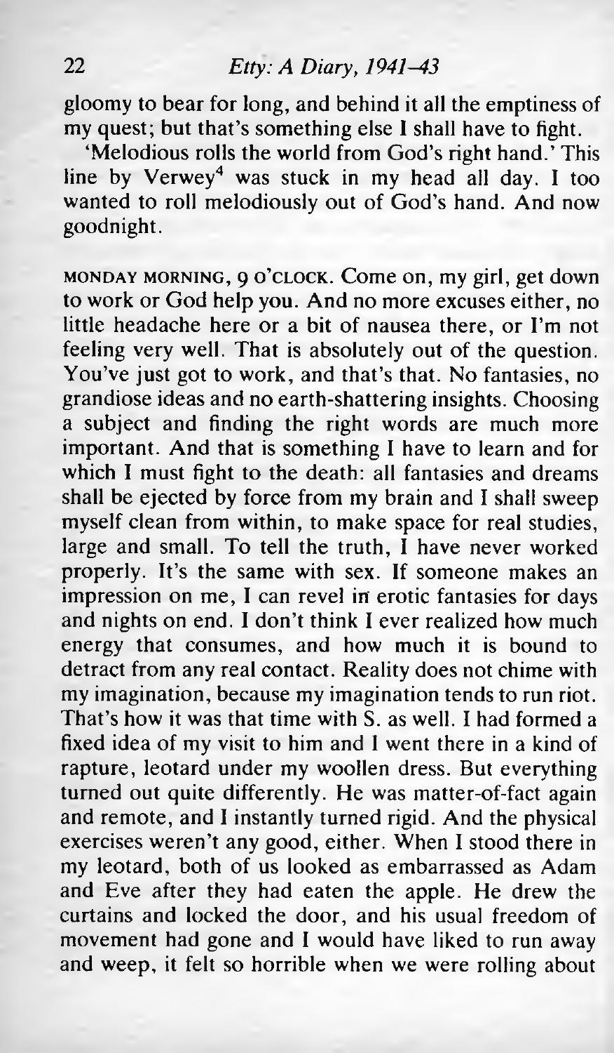gloomy to bear for long, and behind it all the emptiness of my quest; but that's something else I shall have to fight.

'Melodious rolls the world from God's right hand.' This line by Verwey[4] was stuck in my head all day. I too wanted to roll melodiously out of God's hand. And now goodnight.

MONDAY MORNING, 9 O'CLOCK. Come on, my girl, get down to work or God help you. And no more excuses either, no little headache here or a bit of nausea there, or I'm not feeling very well. That is absolutely out of the question. You've just got to work, and that's that. No fantasies, no grandiose ideas and no earth-shattering insights. Choosing a subject and finding the right words are much more important. And that is something I have to learn and for which I must fight to the death: all fantasies and dreams shall be ejected by force from my brain and I shall sweep myself clean from within, to make space for real studies, large and small. To tell the truth, I have never worked properly. It's the same with sex. If someone makes an impression on me, I can revel in erotic fantasies for days and nights on end. I don't think I ever realized how much energy that consumes, and how much it is bound to detract from any real contact. Reality does not chime with my imagination, because my imagination tends to run riot. That's how it was that time with S. as well. I had formed a fixed idea of my visit to him and I went there in a kind of rapture, leotard under my woollen dress. But everything turned out quite differently. He was matter-of-fact again and remote, and I instantly turned rigid. And the physical exercises weren't any good, either. When I stood there in my leotard, both of us looked as embarrassed as Adam and Eve after they had eaten the apple. He drew the curtains and locked the door, and his usual freedom of movement had gone and I would have liked to run away and weep, it felt so horrible when we were rolling about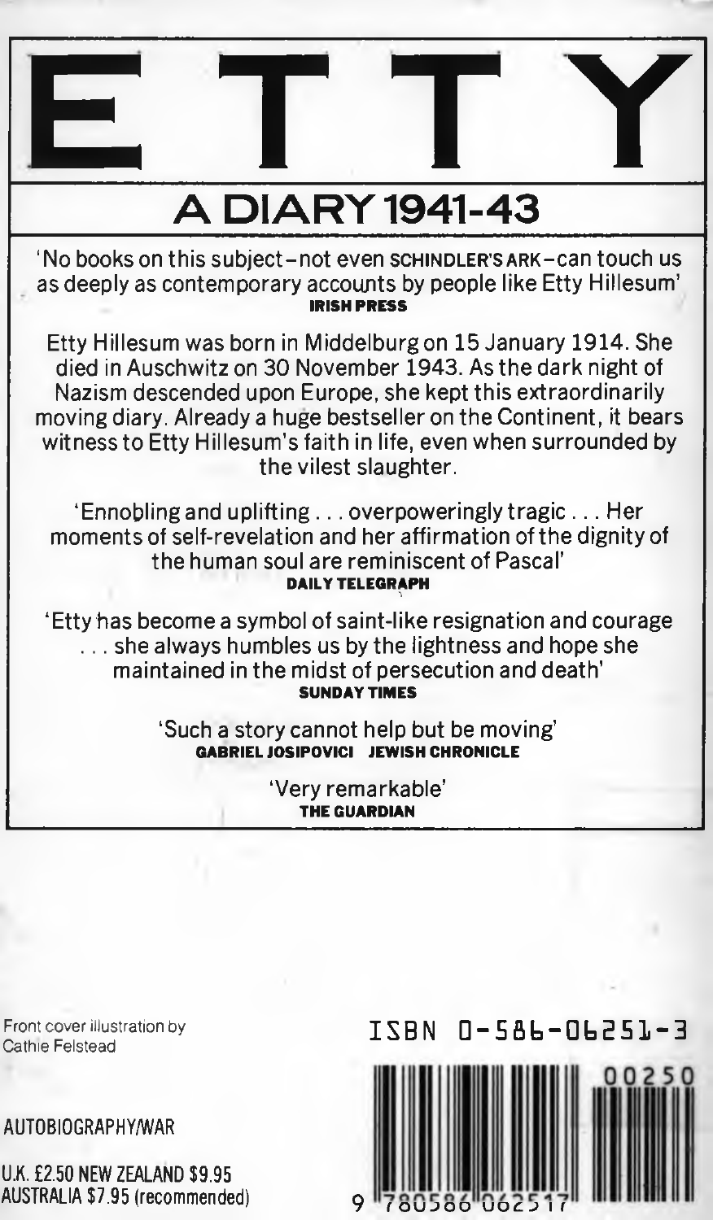# ETTY

## A DIARY 1941-43

'No books on this subject – not even SCHINDLER'S ARK – can touch us as deeply as contemporary accounts by people like Etty Hillesum'
**IRISH PRESS**

Etty Hillesum was born in Middelburg on 15 January 1914. She died in Auschwitz on 30 November 1943. As the dark night of Nazism descended upon Europe, she kept this extraordinarily moving diary. Already a huge bestseller on the Continent, it bears witness to Etty Hillesum's faith in life, even when surrounded by the vilest slaughter.

'Ennobling and uplifting . . . overpoweringly tragic . . . Her moments of self-revelation and her affirmation of the dignity of the human soul are reminiscent of Pascal'
**DAILY TELEGRAPH**

'Etty has become a symbol of saint-like resignation and courage . . . she always humbles us by the lightness and hope she maintained in the midst of persecution and death'
**SUNDAY TIMES**

'Such a story cannot help but be moving'
**GABRIEL JOSIPOVICI JEWISH CHRONICLE**

'Very remarkable'
**THE GUARDIAN**

Front cover illustration by Cathie Felstead

AUTOBIOGRAPHY/WAR

U.K. £2.50 NEW ZEALAND $9.95
AUSTRALIA $7.95 (recommended)

ISBN 0-586-06251-3

00250

9 780586 062517